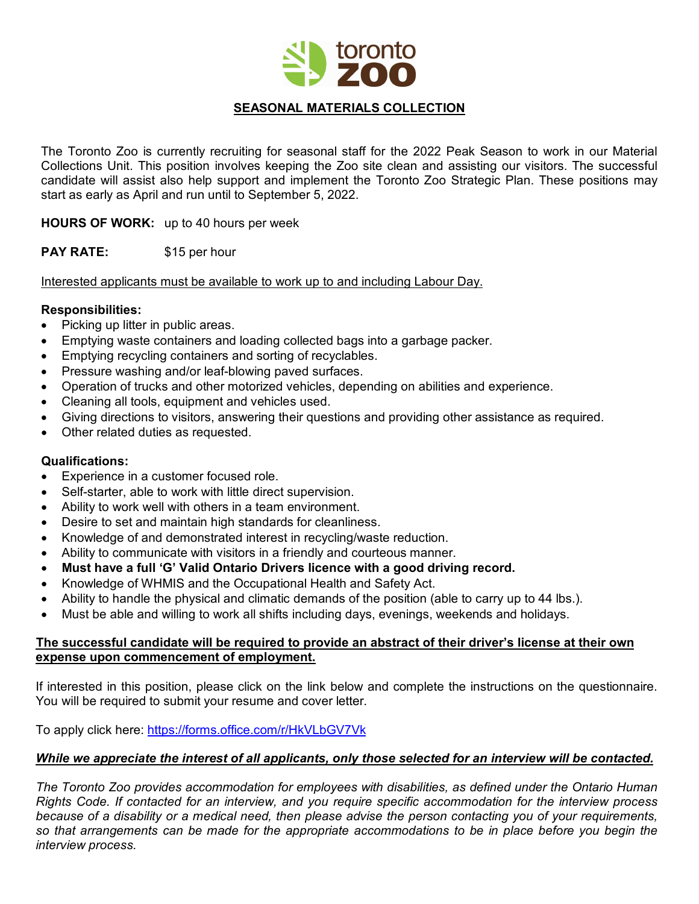toronto zoo

# SEASONAL MATERIALS COLLECTION

The Toronto Zoo is currently recruiting for seasonal staff for the 2022 Peak Season to work in our Material Collections Unit. This position involves keeping the Zoo site clean and assisting our visitors. The successful candidate will assist also help support and implement the Toronto Zoo Strategic Plan. These positions may start as early as April and run until to September 5, 2022.

**HOURS OF WORK:** up to 40 hours per week

**PAY RATE:** $15 per hour

Interested applicants must be available to work up to and including Labour Day.

**Responsibilities:**

- Picking up litter in public areas.
- Emptying waste containers and loading collected bags into a garbage packer.
- Emptying recycling containers and sorting of recyclables.
- Pressure washing and/or leaf-blowing paved surfaces.
- Operation of trucks and other motorized vehicles, depending on abilities and experience.
- Cleaning all tools, equipment and vehicles used.
- Giving directions to visitors, answering their questions and providing other assistance as required.
- Other related duties as requested.

**Qualifications:**

- Experience in a customer focused role.
- Self-starter, able to work with little direct supervision.
- Ability to work well with others in a team environment.
- Desire to set and maintain high standards for cleanliness.
- Knowledge of and demonstrated interest in recycling/waste reduction.
- Ability to communicate with visitors in a friendly and courteous manner.
- **Must have a full 'G' Valid Ontario Drivers licence with a good driving record.**
- Knowledge of WHMIS and the Occupational Health and Safety Act.
- Ability to handle the physical and climatic demands of the position (able to carry up to 44 lbs.).
- Must be able and willing to work all shifts including days, evenings, weekends and holidays.

**The successful candidate will be required to provide an abstract of their driver's license at their own expense upon commencement of employment.**

If interested in this position, please click on the link below and complete the instructions on the questionnaire. You will be required to submit your resume and cover letter.

To apply click here: https://forms.office.com/r/HkVLbGV7Vk

***While we appreciate the interest of all applicants, only those selected for an interview will be contacted.***

*The Toronto Zoo provides accommodation for employees with disabilities, as defined under the Ontario Human Rights Code. If contacted for an interview, and you require specific accommodation for the interview process because of a disability or a medical need, then please advise the person contacting you of your requirements, so that arrangements can be made for the appropriate accommodations to be in place before you begin the interview process.*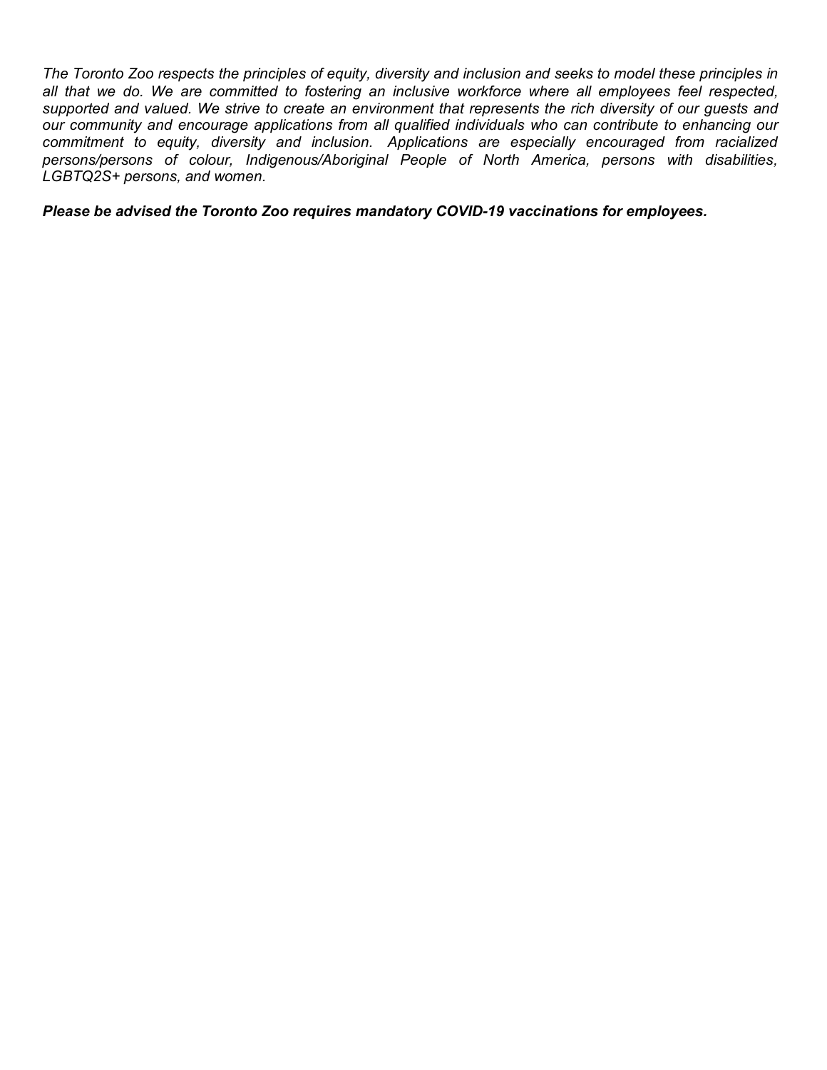*The Toronto Zoo respects the principles of equity, diversity and inclusion and seeks to model these principles in all that we do. We are committed to fostering an inclusive workforce where all employees feel respected, supported and valued. We strive to create an environment that represents the rich diversity of our guests and our community and encourage applications from all qualified individuals who can contribute to enhancing our commitment to equity, diversity and inclusion. Applications are especially encouraged from racialized persons/persons of colour, Indigenous/Aboriginal People of North America, persons with disabilities, LGBTQ2S+ persons, and women.*

***Please be advised the Toronto Zoo requires mandatory COVID-19 vaccinations for employees.***